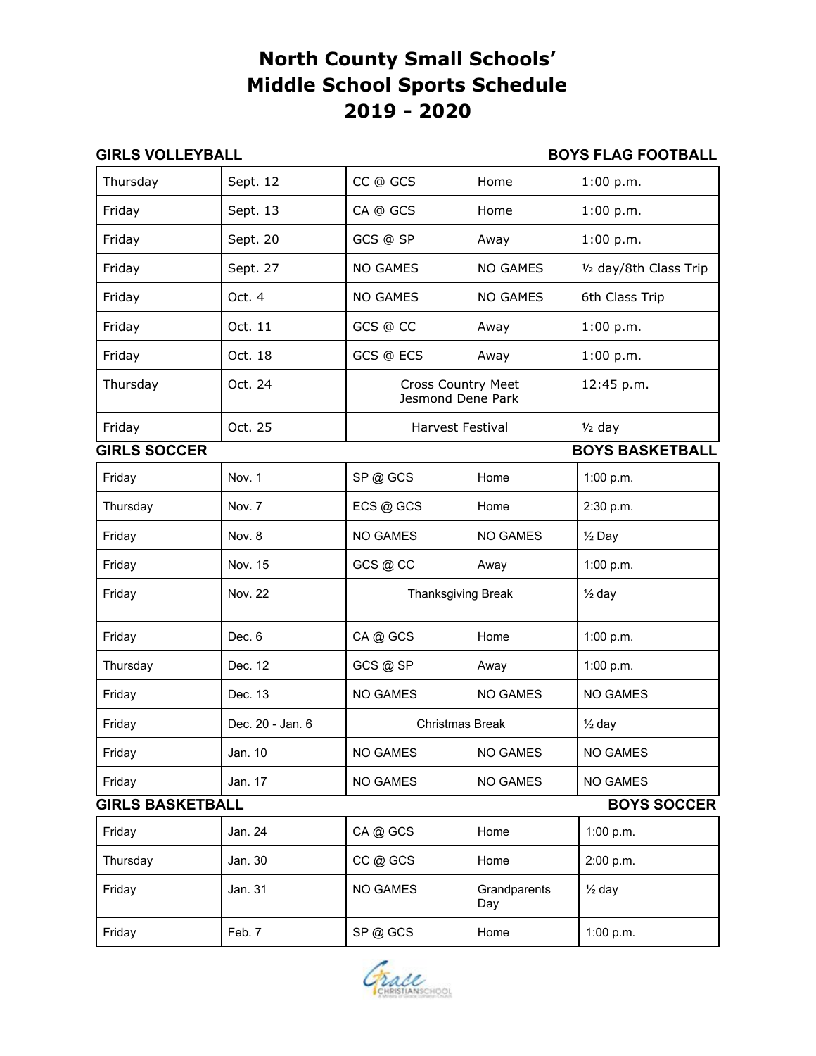# North County Small Schools' Middle School Sports Schedule 2019 - 2020

**GIRLS VOLLEYBALL** **BOYS FLAG FOOTBALL**

| | | | | |
|---|---|---|---|---|
| Thursday | Sept. 12 | CC @ GCS | Home | 1:00 p.m. |
| Friday | Sept. 13 | CA @ GCS | Home | 1:00 p.m. |
| Friday | Sept. 20 | GCS @ SP | Away | 1:00 p.m. |
| Friday | Sept. 27 | NO GAMES | NO GAMES | ½ day/8th Class Trip |
| Friday | Oct. 4 | NO GAMES | NO GAMES | 6th Class Trip |
| Friday | Oct. 11 | GCS @ CC | Away | 1:00 p.m. |
| Friday | Oct. 18 | GCS @ ECS | Away | 1:00 p.m. |
| Thursday | Oct. 24 | Cross Country Meet Jesmond Dene Park | | 12:45 p.m. |
| Friday | Oct. 25 | Harvest Festival | | ½ day |

**GIRLS SOCCER** **BOYS BASKETBALL**

| | | | | |
|---|---|---|---|---|
| Friday | Nov. 1 | SP @ GCS | Home | 1:00 p.m. |
| Thursday | Nov. 7 | ECS @ GCS | Home | 2:30 p.m. |
| Friday | Nov. 8 | NO GAMES | NO GAMES | ½ Day |
| Friday | Nov. 15 | GCS @ CC | Away | 1:00 p.m. |
| Friday | Nov. 22 | Thanksgiving Break | | ½ day |
| Friday | Dec. 6 | CA @ GCS | Home | 1:00 p.m. |
| Thursday | Dec. 12 | GCS @ SP | Away | 1:00 p.m. |
| Friday | Dec. 13 | NO GAMES | NO GAMES | NO GAMES |
| Friday | Dec. 20 - Jan. 6 | Christmas Break | | ½ day |
| Friday | Jan. 10 | NO GAMES | NO GAMES | NO GAMES |
| Friday | Jan. 17 | NO GAMES | NO GAMES | NO GAMES |

**GIRLS BASKETBALL** **BOYS SOCCER**

| | | | | |
|---|---|---|---|---|
| Friday | Jan. 24 | CA @ GCS | Home | 1:00 p.m. |
| Thursday | Jan. 30 | CC @ GCS | Home | 2:00 p.m. |
| Friday | Jan. 31 | NO GAMES | Grandparents Day | ½ day |
| Friday | Feb. 7 | SP @ GCS | Home | 1:00 p.m. |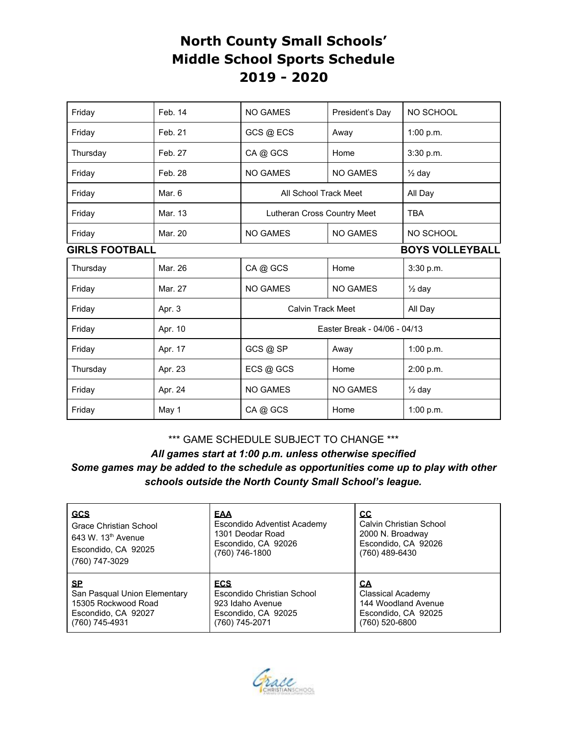# North County Small Schools' Middle School Sports Schedule 2019 - 2020

| | | | | |
|---|---|---|---|---|
| Friday | Feb. 14 | NO GAMES | President's Day | NO SCHOOL |
| Friday | Feb. 21 | GCS @ ECS | Away | 1:00 p.m. |
| Thursday | Feb. 27 | CA @ GCS | Home | 3:30 p.m. |
| Friday | Feb. 28 | NO GAMES | NO GAMES | ½ day |
| Friday | Mar. 6 | All School Track Meet | | All Day |
| Friday | Mar. 13 | Lutheran Cross Country Meet | | TBA |
| Friday | Mar. 20 | NO GAMES | NO GAMES | NO SCHOOL |

**GIRLS FOOTBALL** **BOYS VOLLEYBALL**

| | | | | |
|---|---|---|---|---|
| Thursday | Mar. 26 | CA @ GCS | Home | 3:30 p.m. |
| Friday | Mar. 27 | NO GAMES | NO GAMES | ½ day |
| Friday | Apr. 3 | Calvin Track Meet | | All Day |
| Friday | Apr. 10 | Easter Break - 04/06 - 04/13 | | |
| Friday | Apr. 17 | GCS @ SP | Away | 1:00 p.m. |
| Thursday | Apr. 23 | ECS @ GCS | Home | 2:00 p.m. |
| Friday | Apr. 24 | NO GAMES | NO GAMES | ½ day |
| Friday | May 1 | CA @ GCS | Home | 1:00 p.m. |

\*\*\* GAME SCHEDULE SUBJECT TO CHANGE \*\*\*

***All games start at 1:00 p.m. unless otherwise specified***

***Some games may be added to the schedule as opportunities come up to play with other schools outside the North County Small School's league.***

| | | |
|---|---|---|
| **GCS**<br>Grace Christian School<br>643 W. 13th Avenue<br>Escondido, CA 92025<br>(760) 747-3029 | **EAA**<br>Escondido Adventist Academy<br>1301 Deodar Road<br>Escondido, CA 92026<br>(760) 746-1800 | **CC**<br>Calvin Christian School<br>2000 N. Broadway<br>Escondido, CA 92026<br>(760) 489-6430 |
| **SP**<br>San Pasqual Union Elementary<br>15305 Rockwood Road<br>Escondido, CA 92027<br>(760) 745-4931 | **ECS**<br>Escondido Christian School<br>923 Idaho Avenue<br>Escondido, CA 92025<br>(760) 745-2071 | **CA**<br>Classical Academy<br>144 Woodland Avenue<br>Escondido, CA 92025<br>(760) 520-6800 |